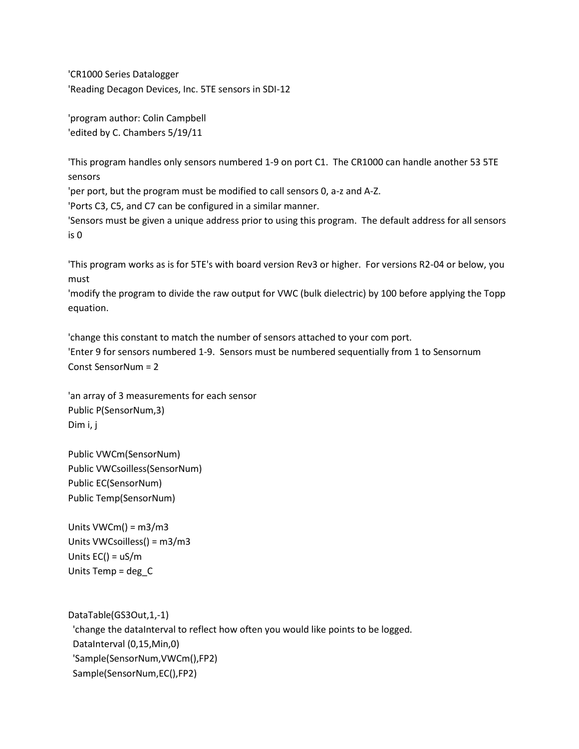```
'CR1000 Series Datalogger
'Reading Decagon Devices, Inc. 5TE sensors in SDI-12

'program author: Colin Campbell
'edited by C. Chambers 5/19/11

'This program handles only sensors numbered 1-9 on port C1.  The CR1000 can handle another 53 5TE sensors
'per port, but the program must be modified to call sensors 0, a-z and A-Z.
'Ports C3, C5, and C7 can be configured in a similar manner.
'Sensors must be given a unique address prior to using this program.  The default address for all sensors is 0

'This program works as is for 5TE's with board version Rev3 or higher.  For versions R2-04 or below, you must
'modify the program to divide the raw output for VWC (bulk dielectric) by 100 before applying the Topp equation.

'change this constant to match the number of sensors attached to your com port.
'Enter 9 for sensors numbered 1-9.  Sensors must be numbered sequentially from 1 to Sensornum
Const SensorNum = 2

'an array of 3 measurements for each sensor
Public P(SensorNum,3)
Dim i, j

Public VWCm(SensorNum)
Public VWCsoilless(SensorNum)
Public EC(SensorNum)
Public Temp(SensorNum)

Units VWCm() = m3/m3
Units VWCsoilless() = m3/m3
Units EC() = uS/m
Units Temp = deg_C


DataTable(GS3Out,1,-1)
  'change the dataInterval to reflect how often you would like points to be logged.
  DataInterval (0,15,Min,0)
  'Sample(SensorNum,VWCm(),FP2)
  Sample(SensorNum,EC(),FP2)
```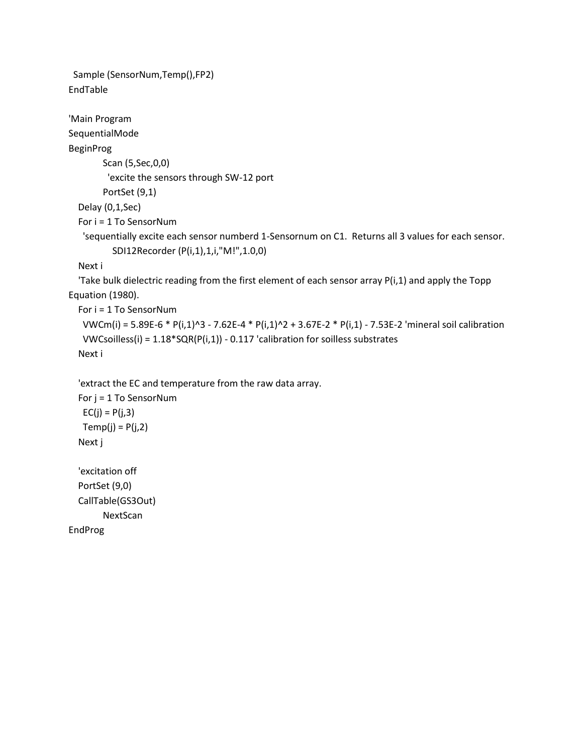```
  Sample (SensorNum,Temp(),FP2)
EndTable

'Main Program
SequentialMode
BeginProg
        Scan (5,Sec,0,0)
          'excite the sensors through SW-12 port
        PortSet (9,1)
   Delay (0,1,Sec)
   For i = 1 To SensorNum
     'sequentially excite each sensor numberd 1-Sensornum on C1.  Returns all 3 values for each sensor.
           SDI12Recorder (P(i,1),1,i,"M!",1.0,0)
   Next i
   'Take bulk dielectric reading from the first element of each sensor array P(i,1) and apply the Topp
Equation (1980).
   For i = 1 To SensorNum
     VWCm(i) = 5.89E-6 * P(i,1)^3 - 7.62E-4 * P(i,1)^2 + 3.67E-2 * P(i,1) - 7.53E-2 'mineral soil calibration
     VWCsoilless(i) = 1.18*SQR(P(i,1)) - 0.117 'calibration for soilless substrates
   Next i

   'extract the EC and temperature from the raw data array.
   For j = 1 To SensorNum
     EC(j) = P(j,3)
     Temp(j) = P(j,2)
   Next j

   'excitation off
   PortSet (9,0)
   CallTable(GS3Out)
        NextScan
EndProg
```